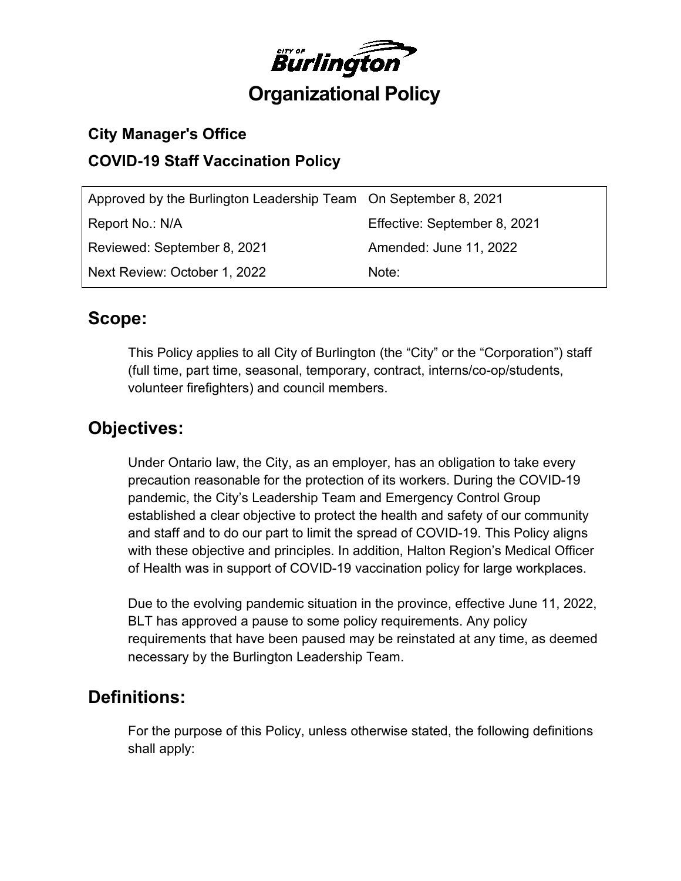# Organizational Policy

## City Manager's Office

## COVID-19 Staff Vaccination Policy

| | |
|---|---|
| Approved by the Burlington Leadership Team | On September 8, 2021 |
| Report No.: N/A | Effective: September 8, 2021 |
| Reviewed: September 8, 2021 | Amended: June 11, 2022 |
| Next Review: October 1, 2022 | Note: |

## Scope:

This Policy applies to all City of Burlington (the "City" or the "Corporation") staff (full time, part time, seasonal, temporary, contract, interns/co-op/students, volunteer firefighters) and council members.

## Objectives:

Under Ontario law, the City, as an employer, has an obligation to take every precaution reasonable for the protection of its workers. During the COVID-19 pandemic, the City's Leadership Team and Emergency Control Group established a clear objective to protect the health and safety of our community and staff and to do our part to limit the spread of COVID-19. This Policy aligns with these objective and principles. In addition, Halton Region's Medical Officer of Health was in support of COVID-19 vaccination policy for large workplaces.

Due to the evolving pandemic situation in the province, effective June 11, 2022, BLT has approved a pause to some policy requirements. Any policy requirements that have been paused may be reinstated at any time, as deemed necessary by the Burlington Leadership Team.

## Definitions:

For the purpose of this Policy, unless otherwise stated, the following definitions shall apply: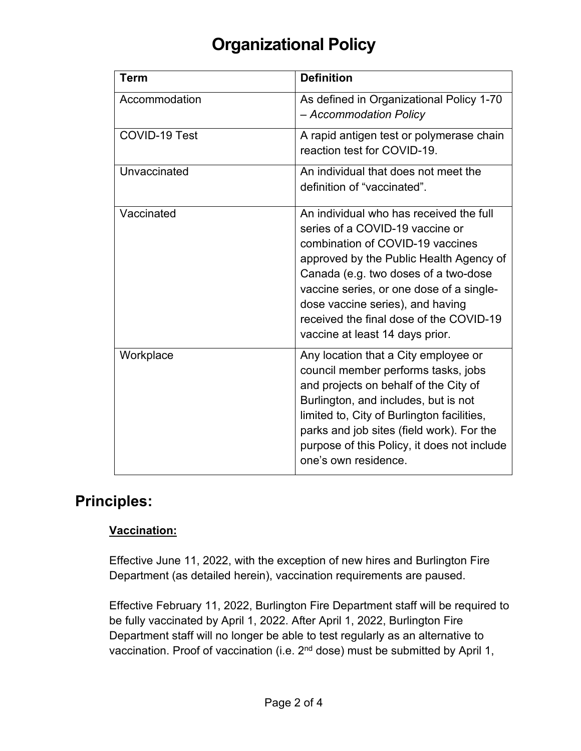# Organizational Policy

| Term | Definition |
| --- | --- |
| Accommodation | As defined in Organizational Policy 1-70 – *Accommodation Policy* |
| COVID-19 Test | A rapid antigen test or polymerase chain reaction test for COVID-19. |
| Unvaccinated | An individual that does not meet the definition of “vaccinated”. |
| Vaccinated | An individual who has received the full series of a COVID-19 vaccine or combination of COVID-19 vaccines approved by the Public Health Agency of Canada (e.g. two doses of a two-dose vaccine series, or one dose of a single-dose vaccine series), and having received the final dose of the COVID-19 vaccine at least 14 days prior. |
| Workplace | Any location that a City employee or council member performs tasks, jobs and projects on behalf of the City of Burlington, and includes, but is not limited to, City of Burlington facilities, parks and job sites (field work). For the purpose of this Policy, it does not include one’s own residence. |

## Principles:

**Vaccination:**

Effective June 11, 2022, with the exception of new hires and Burlington Fire Department (as detailed herein), vaccination requirements are paused.

Effective February 11, 2022, Burlington Fire Department staff will be required to be fully vaccinated by April 1, 2022. After April 1, 2022, Burlington Fire Department staff will no longer be able to test regularly as an alternative to vaccination. Proof of vaccination (i.e. 2nd dose) must be submitted by April 1,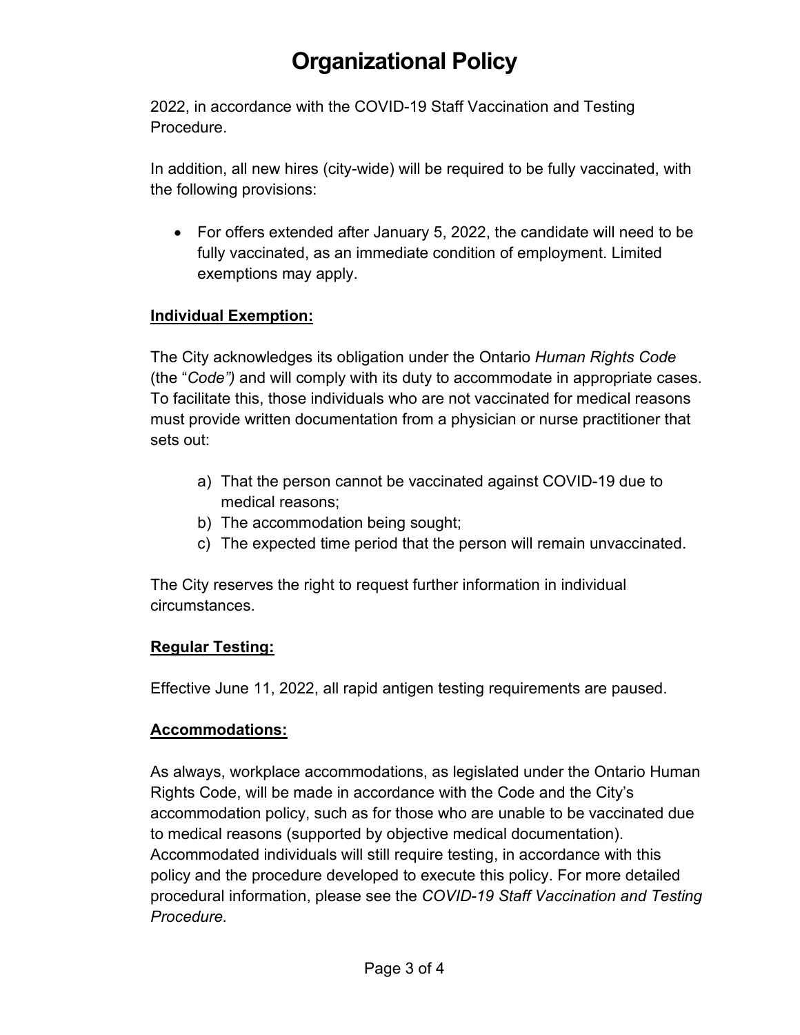2022, in accordance with the COVID-19 Staff Vaccination and Testing Procedure.

In addition, all new hires (city-wide) will be required to be fully vaccinated, with the following provisions:

- For offers extended after January 5, 2022, the candidate will need to be fully vaccinated, as an immediate condition of employment. Limited exemptions may apply.

**Individual Exemption:**

The City acknowledges its obligation under the Ontario *Human Rights Code* (the "*Code")* and will comply with its duty to accommodate in appropriate cases. To facilitate this, those individuals who are not vaccinated for medical reasons must provide written documentation from a physician or nurse practitioner that sets out:

a) That the person cannot be vaccinated against COVID-19 due to medical reasons;
b) The accommodation being sought;
c) The expected time period that the person will remain unvaccinated.

The City reserves the right to request further information in individual circumstances.

**Regular Testing:**

Effective June 11, 2022, all rapid antigen testing requirements are paused.

**Accommodations:**

As always, workplace accommodations, as legislated under the Ontario Human Rights Code, will be made in accordance with the Code and the City's accommodation policy, such as for those who are unable to be vaccinated due to medical reasons (supported by objective medical documentation). Accommodated individuals will still require testing, in accordance with this policy and the procedure developed to execute this policy. For more detailed procedural information, please see the *COVID-19 Staff Vaccination and Testing Procedure.*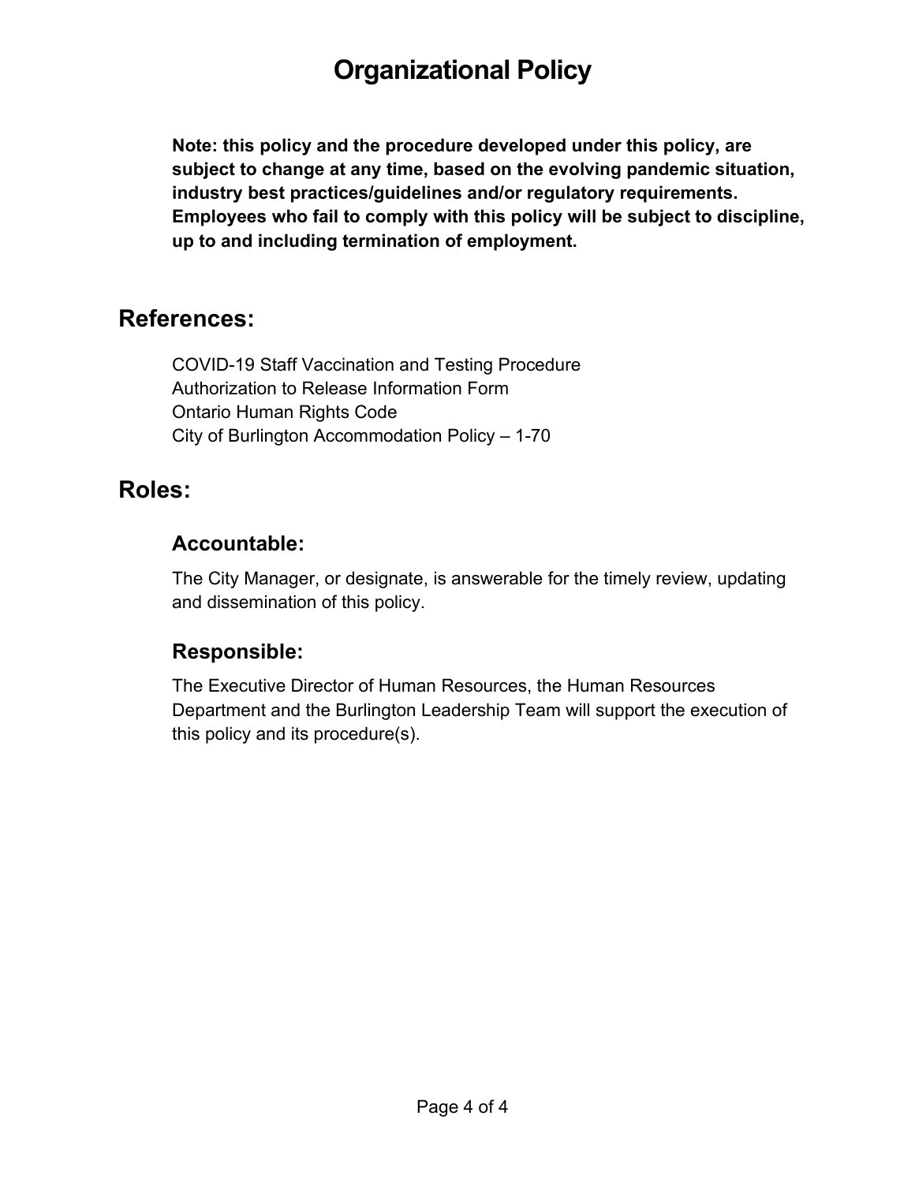# Organizational Policy

**Note: this policy and the procedure developed under this policy, are subject to change at any time, based on the evolving pandemic situation, industry best practices/guidelines and/or regulatory requirements. Employees who fail to comply with this policy will be subject to discipline, up to and including termination of employment.**

## References:

COVID-19 Staff Vaccination and Testing Procedure
Authorization to Release Information Form
Ontario Human Rights Code
City of Burlington Accommodation Policy – 1-70

## Roles:

### Accountable:

The City Manager, or designate, is answerable for the timely review, updating and dissemination of this policy.

### Responsible:

The Executive Director of Human Resources, the Human Resources Department and the Burlington Leadership Team will support the execution of this policy and its procedure(s).